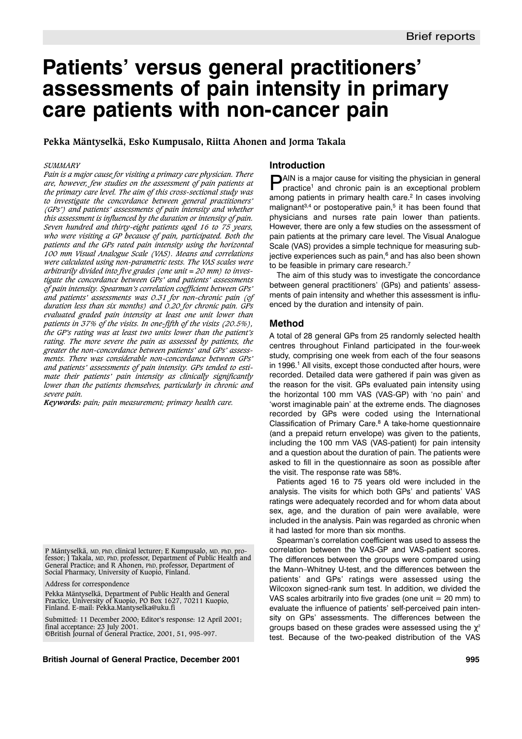Brief reports

# Patients' versus general practitioners' assessments of pain intensity in primary care patients with non-cancer pain

**Pekka Mäntyselkä, Esko Kumpusalo, Riitta Ahonen and Jorma Takala**

*SUMMARY*

*Pain is a major cause for visiting a primary care physician. There are, however, few studies on the assessment of pain patients at the primary care level. The aim of this cross-sectional study was to investigate the concordance between general practitioners' (GPs') and patients' assessments of pain intensity and whether this assessment is influenced by the duration or intensity of pain. Seven hundred and thirty-eight patients aged 16 to 75 years, who were visiting a GP because of pain, participated. Both the patients and the GPs rated pain intensity using the horizontal 100 mm Visual Analogue Scale (VAS). Means and correlations were calculated using non-parametric tests. The VAS scales were arbitrarily divided into five grades (one unit = 20 mm) to investigate the concordance between GPs' and patients' assessments of pain intensity. Spearman's correlation coefficient between GPs' and patients' assessments was 0.31 for non-chronic pain (of duration less than six months) and 0.20 for chronic pain. GPs evaluated graded pain intensity at least one unit lower than patients in 37% of the visits. In one-fifth of the visits (20.5%), the GP's rating was at least two units lower than the patient's rating. The more severe the pain as assessed by patients, the greater the non-concordance between patients' and GPs' assessments. There was considerable non-concordance between GPs' and patients' assessments of pain intensity. GPs tended to estimate their patients' pain intensity as clinically significantly lower than the patients themselves, particularly in chronic and severe pain.*

***Keywords:*** *pain; pain measurement; primary health care.*

P Mäntyselkä, MD, PhD, clinical lecturer; E Kumpusalo, MD, PhD, professor; J Takala, MD, PhD, professor, Department of Public Health and General Practice; and R Ahonen, PhD, professor, Department of Social Pharmacy, University of Kuopio, Finland.

Address for correspondence

Pekka Mäntyselkä, Department of Public Health and General Practice, University of Kuopio, PO Box 1627, 70211 Kuopio, Finland. E-mail: Pekka.Mantyselka@uku.fi

Submitted: 11 December 2000; Editor's response: 12 April 2001; final acceptance: 23 July 2001.

©British Journal of General Practice, 2001, 51, 995-997.

## Introduction

PAIN is a major cause for visiting the physician in general practice[1] and chronic pain is an exceptional problem among patients in primary health care.[2] In cases involving malignant[3,4] or postoperative pain,[5] it has been found that physicians and nurses rate pain lower than patients. However, there are only a few studies on the assessment of pain patients at the primary care level. The Visual Analogue Scale (VAS) provides a simple technique for measuring subjective experiences such as pain,[6] and has also been shown to be feasible in primary care research.[7]

The aim of this study was to investigate the concordance between general practitioners' (GPs') and patients' assessments of pain intensity and whether this assessment is influenced by the duration and intensity of pain.

## Method

A total of 28 general GPs from 25 randomly selected health centres throughout Finland participated in the four-week study, comprising one week from each of the four seasons in 1996.[1] All visits, except those conducted after hours, were recorded. Detailed data were gathered if pain was given as the reason for the visit. GPs evaluated pain intensity using the horizontal 100 mm VAS (VAS-GP) with 'no pain' and 'worst imaginable pain' at the extreme ends. The diagnoses recorded by GPs were coded using the International Classification of Primary Care.[8] A take-home questionnaire (and a prepaid return envelope) was given to the patients, including the 100 mm VAS (VAS-patient) for pain intensity and a question about the duration of pain. The patients were asked to fill in the questionnaire as soon as possible after the visit. The response rate was 58%.

Patients aged 16 to 75 years old were included in the analysis. The visits for which both GPs' and patients' VAS ratings were adequately recorded and for whom data about sex, age, and the duration of pain were available, were included in the analysis. Pain was regarded as chronic when it had lasted for more than six months.

Spearman's correlation coefficient was used to assess the correlation between the VAS-GP and VAS-patient scores. The differences between the groups were compared using the Mann–Whitney U-test, and the differences between the patients' and GPs' ratings were assessed using the Wilcoxon signed-rank sum test. In addition, we divided the VAS scales arbitrarily into five grades (one unit = 20 mm) to evaluate the influence of patients' self-perceived pain intensity on GPs' assessments. The differences between the groups based on these grades were assessed using the $\chi^2$ test. Because of the two-peaked distribution of the VAS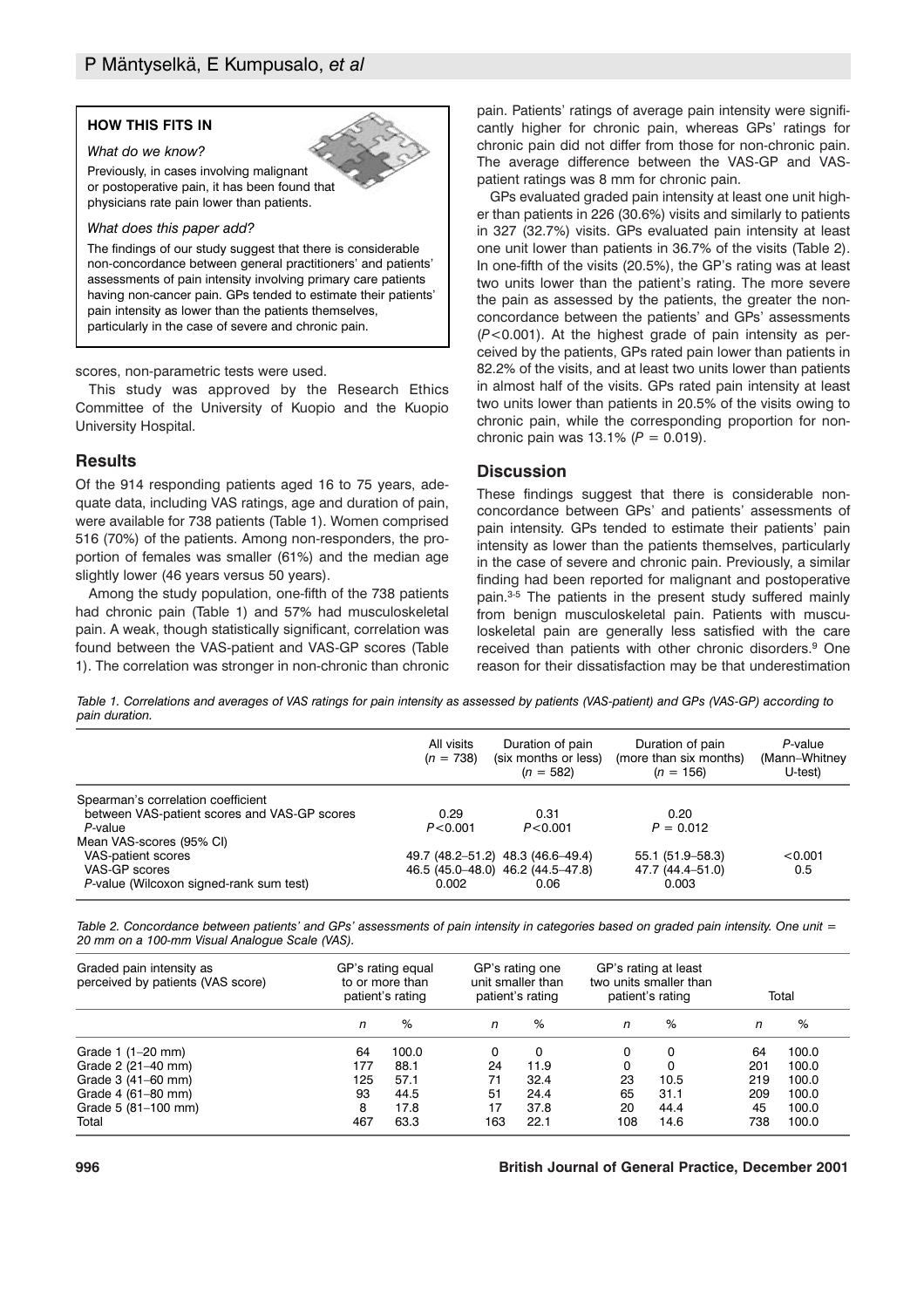**HOW THIS FITS IN**

*What do we know?*

Previously, in cases involving malignant or postoperative pain, it has been found that physicians rate pain lower than patients.

*What does this paper add?*

The findings of our study suggest that there is considerable non-concordance between general practitioners' and patients' assessments of pain intensity involving primary care patients having non-cancer pain. GPs tended to estimate their patients' pain intensity as lower than the patients themselves, particularly in the case of severe and chronic pain.

scores, non-parametric tests were used.

This study was approved by the Research Ethics Committee of the University of Kuopio and the Kuopio University Hospital.

## Results

Of the 914 responding patients aged 16 to 75 years, adequate data, including VAS ratings, age and duration of pain, were available for 738 patients (Table 1). Women comprised 516 (70%) of the patients. Among non-responders, the proportion of females was smaller (61%) and the median age slightly lower (46 years versus 50 years).

Among the study population, one-fifth of the 738 patients had chronic pain (Table 1) and 57% had musculoskeletal pain. A weak, though statistically significant, correlation was found between the VAS-patient and VAS-GP scores (Table 1). The correlation was stronger in non-chronic than chronic pain. Patients' ratings of average pain intensity were significantly higher for chronic pain, whereas GPs' ratings for chronic pain did not differ from those for non-chronic pain. The average difference between the VAS-GP and VAS-patient ratings was 8 mm for chronic pain.

GPs evaluated graded pain intensity at least one unit higher than patients in 226 (30.6%) visits and similarly to patients in 327 (32.7%) visits. GPs evaluated pain intensity at least one unit lower than patients in 36.7% of the visits (Table 2). In one-fifth of the visits (20.5%), the GP's rating was at least two units lower than the patient's rating. The more severe the pain as assessed by the patients, the greater the non-concordance between the patients' and GPs' assessments ($P<0.001$). At the highest grade of pain intensity as perceived by the patients, GPs rated pain lower than patients in 82.2% of the visits, and at least two units lower than patients in almost half of the visits. GPs rated pain intensity at least two units lower than patients in 20.5% of the visits owing to chronic pain, while the corresponding proportion for non-chronic pain was 13.1% ($P = 0.019$).

## Discussion

These findings suggest that there is considerable non-concordance between GPs' and patients' assessments of pain intensity. GPs tended to estimate their patients' pain intensity as lower than the patients themselves, particularly in the case of severe and chronic pain. Previously, a similar finding had been reported for malignant and postoperative pain.[3-5] The patients in the present study suffered mainly from benign musculoskeletal pain. Patients with musculoskeletal pain are generally less satisfied with the care received than patients with other chronic disorders.[9] One reason for their dissatisfaction may be that underestimation

*Table 1. Correlations and averages of VAS ratings for pain intensity as assessed by patients (VAS-patient) and GPs (VAS-GP) according to pain duration.*

| | All visits ($n$ = 738) | Duration of pain (six months or less) ($n$ = 582) | Duration of pain (more than six months) ($n$ = 156) | $P$-value (Mann–Whitney U-test) |
|---|---|---|---|---|
| Spearman's correlation coefficient between VAS-patient scores and VAS-GP scores | 0.29 | 0.31 | 0.20 | |
| $P$-value | $P<0.001$ | $P<0.001$ | $P = 0.012$ | |
| Mean VAS-scores (95% CI) | | | | |
| VAS-patient scores | 49.7 (48.2–51.2) | 48.3 (46.6–49.4) | 55.1 (51.9–58.3) | <0.001 |
| VAS-GP scores | 46.5 (45.0–48.0) | 46.2 (44.5–47.8) | 47.7 (44.4–51.0) | 0.5 |
| $P$-value (Wilcoxon signed-rank sum test) | 0.002 | 0.06 | 0.003 | |

*Table 2. Concordance between patients' and GPs' assessments of pain intensity in categories based on graded pain intensity. One unit = 20 mm on a 100-mm Visual Analogue Scale (VAS).*

| Graded pain intensity as perceived by patients (VAS score) | GP's rating equal to or more than patient's rating | | GP's rating one unit smaller than patient's rating | | GP's rating at least two units smaller than patient's rating | | Total | |
|---|---|---|---|---|---|---|---|---|
| | $n$ | % | $n$ | % | $n$ | % | $n$ | % |
| Grade 1 (1–20 mm) | 64 | 100.0 | 0 | 0 | 0 | 0 | 64 | 100.0 |
| Grade 2 (21–40 mm) | 177 | 88.1 | 24 | 11.9 | 0 | 0 | 201 | 100.0 |
| Grade 3 (41–60 mm) | 125 | 57.1 | 71 | 32.4 | 23 | 10.5 | 219 | 100.0 |
| Grade 4 (61–80 mm) | 93 | 44.5 | 51 | 24.4 | 65 | 31.1 | 209 | 100.0 |
| Grade 5 (81–100 mm) | 8 | 17.8 | 17 | 37.8 | 20 | 44.4 | 45 | 100.0 |
| Total | 467 | 63.3 | 163 | 22.1 | 108 | 14.6 | 738 | 100.0 |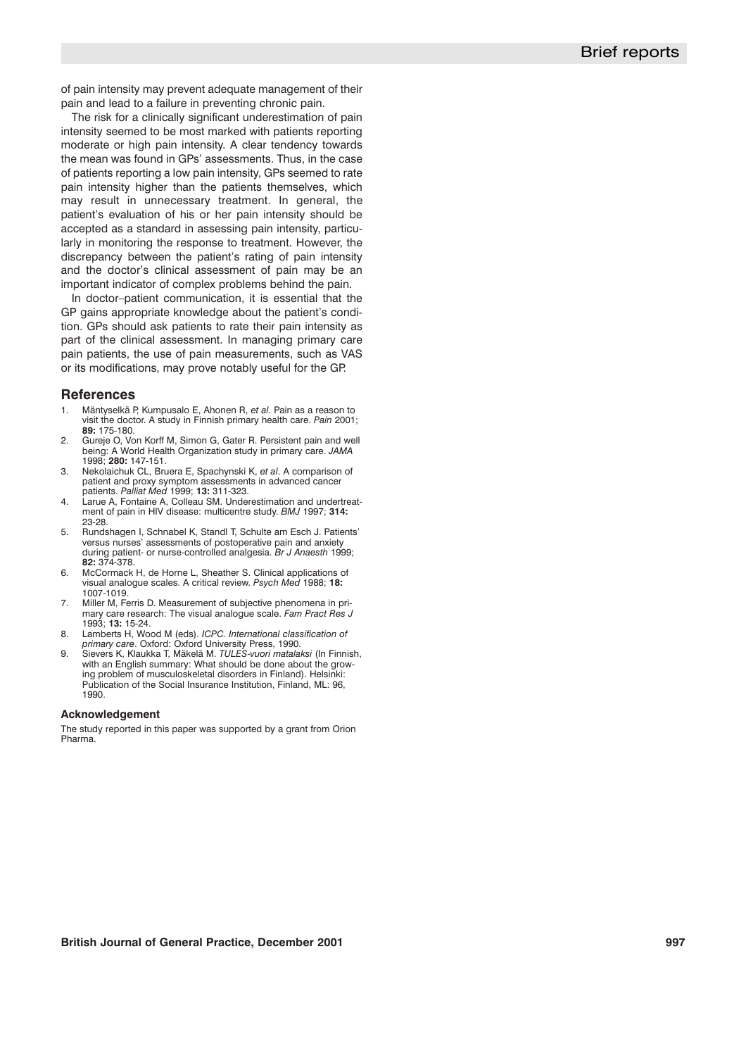of pain intensity may prevent adequate management of their pain and lead to a failure in preventing chronic pain.

The risk for a clinically significant underestimation of pain intensity seemed to be most marked with patients reporting moderate or high pain intensity. A clear tendency towards the mean was found in GPs' assessments. Thus, in the case of patients reporting a low pain intensity, GPs seemed to rate pain intensity higher than the patients themselves, which may result in unnecessary treatment. In general, the patient's evaluation of his or her pain intensity should be accepted as a standard in assessing pain intensity, particularly in monitoring the response to treatment. However, the discrepancy between the patient's rating of pain intensity and the doctor's clinical assessment of pain may be an important indicator of complex problems behind the pain.

In doctor–patient communication, it is essential that the GP gains appropriate knowledge about the patient's condition. GPs should ask patients to rate their pain intensity as part of the clinical assessment. In managing primary care pain patients, the use of pain measurements, such as VAS or its modifications, may prove notably useful for the GP.

## References

1. Mäntyselkä P, Kumpusalo E, Ahonen R, *et al*. Pain as a reason to visit the doctor. A study in Finnish primary health care. *Pain* 2001; **89:** 175-180.
2. Gureje O, Von Korff M, Simon G, Gater R. Persistent pain and well being: A World Health Organization study in primary care. *JAMA* 1998; **280:** 147-151.
3. Nekolaichuk CL, Bruera E, Spachynski K, *et al*. A comparison of patient and proxy symptom assessments in advanced cancer patients. *Palliat Med* 1999; **13:** 311-323.
4. Larue A, Fontaine A, Colleau SM. Underestimation and undertreatment of pain in HIV disease: multicentre study. *BMJ* 1997; **314:** 23-28.
5. Rundshagen I, Schnabel K, Standl T, Schulte am Esch J. Patients' versus nurses' assessments of postoperative pain and anxiety during patient- or nurse-controlled analgesia. *Br J Anaesth* 1999; **82:** 374-378.
6. McCormack H, de Horne L, Sheather S. Clinical applications of visual analogue scales. A critical review. *Psych Med* 1988; **18:** 1007-1019.
7. Miller M, Ferris D. Measurement of subjective phenomena in primary care research: The visual analogue scale. *Fam Pract Res J* 1993; **13:** 15-24.
8. Lamberts H, Wood M (eds). *ICPC. International classification of primary care*. Oxford: Oxford University Press, 1990.
9. Sievers K, Klaukka T, Mäkelä M. *TULES-vuori matalaksi* (In Finnish, with an English summary: What should be done about the growing problem of musculoskeletal disorders in Finland). Helsinki: Publication of the Social Insurance Institution, Finland, ML: 96, 1990.

### Acknowledgement

The study reported in this paper was supported by a grant from Orion Pharma.